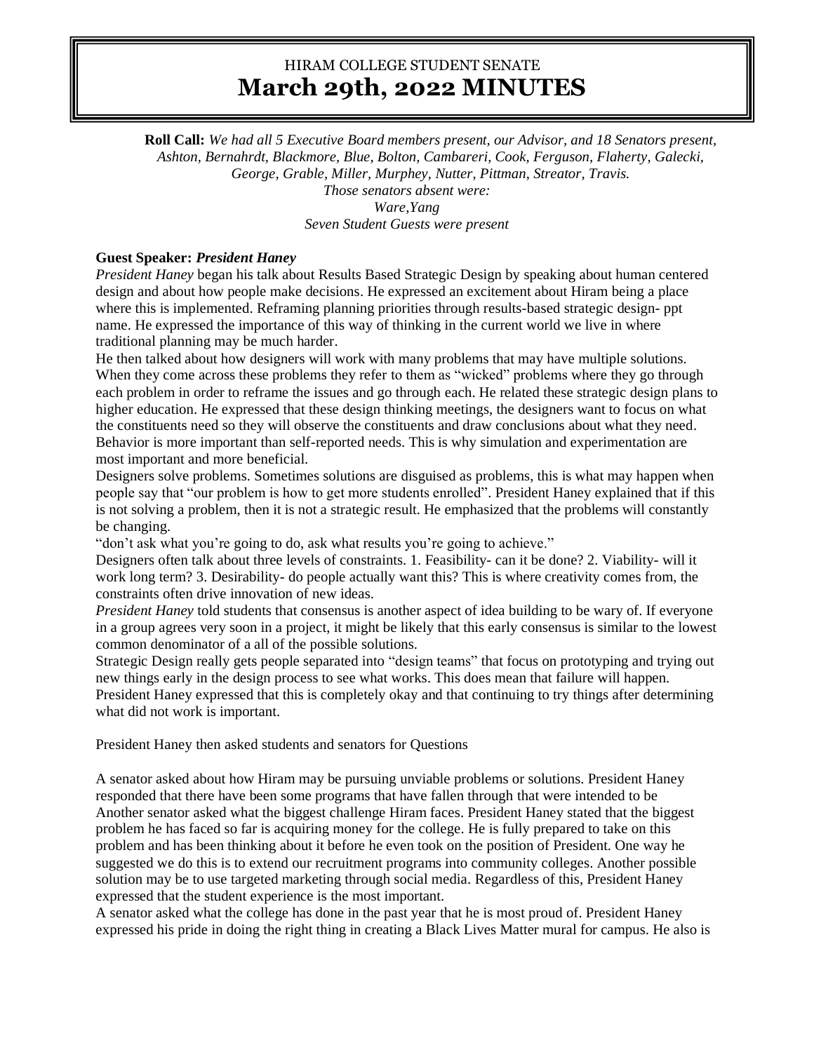# HIRAM COLLEGE STUDENT SENATE
# March 29th, 2022 MINUTES

**Roll Call:** *We had all 5 Executive Board members present, our Advisor, and 18 Senators present, Ashton, Bernahrdt, Blackmore, Blue, Bolton, Cambareri, Cook, Ferguson, Flaherty, Galecki, George, Grable, Miller, Murphey, Nutter, Pittman, Streator, Travis.*
*Those senators absent were:*
*Ware,Yang*
*Seven Student Guests were present*

**Guest Speaker:** ***President Haney***

*President Haney* began his talk about Results Based Strategic Design by speaking about human centered design and about how people make decisions. He expressed an excitement about Hiram being a place where this is implemented. Reframing planning priorities through results-based strategic design- ppt name. He expressed the importance of this way of thinking in the current world we live in where traditional planning may be much harder.

He then talked about how designers will work with many problems that may have multiple solutions. When they come across these problems they refer to them as "wicked" problems where they go through each problem in order to reframe the issues and go through each. He related these strategic design plans to higher education. He expressed that these design thinking meetings, the designers want to focus on what the constituents need so they will observe the constituents and draw conclusions about what they need. Behavior is more important than self-reported needs. This is why simulation and experimentation are most important and more beneficial.

Designers solve problems. Sometimes solutions are disguised as problems, this is what may happen when people say that "our problem is how to get more students enrolled". President Haney explained that if this is not solving a problem, then it is not a strategic result. He emphasized that the problems will constantly be changing.

"don't ask what you're going to do, ask what results you're going to achieve."

Designers often talk about three levels of constraints. 1. Feasibility- can it be done? 2. Viability- will it work long term? 3. Desirability- do people actually want this? This is where creativity comes from, the constraints often drive innovation of new ideas.

*President Haney* told students that consensus is another aspect of idea building to be wary of. If everyone in a group agrees very soon in a project, it might be likely that this early consensus is similar to the lowest common denominator of a all of the possible solutions.

Strategic Design really gets people separated into "design teams" that focus on prototyping and trying out new things early in the design process to see what works. This does mean that failure will happen. President Haney expressed that this is completely okay and that continuing to try things after determining what did not work is important.

President Haney then asked students and senators for Questions

A senator asked about how Hiram may be pursuing unviable problems or solutions. President Haney responded that there have been some programs that have fallen through that were intended to be
Another senator asked what the biggest challenge Hiram faces. President Haney stated that the biggest problem he has faced so far is acquiring money for the college. He is fully prepared to take on this problem and has been thinking about it before he even took on the position of President. One way he suggested we do this is to extend our recruitment programs into community colleges. Another possible solution may be to use targeted marketing through social media. Regardless of this, President Haney expressed that the student experience is the most important.

A senator asked what the college has done in the past year that he is most proud of. President Haney expressed his pride in doing the right thing in creating a Black Lives Matter mural for campus. He also is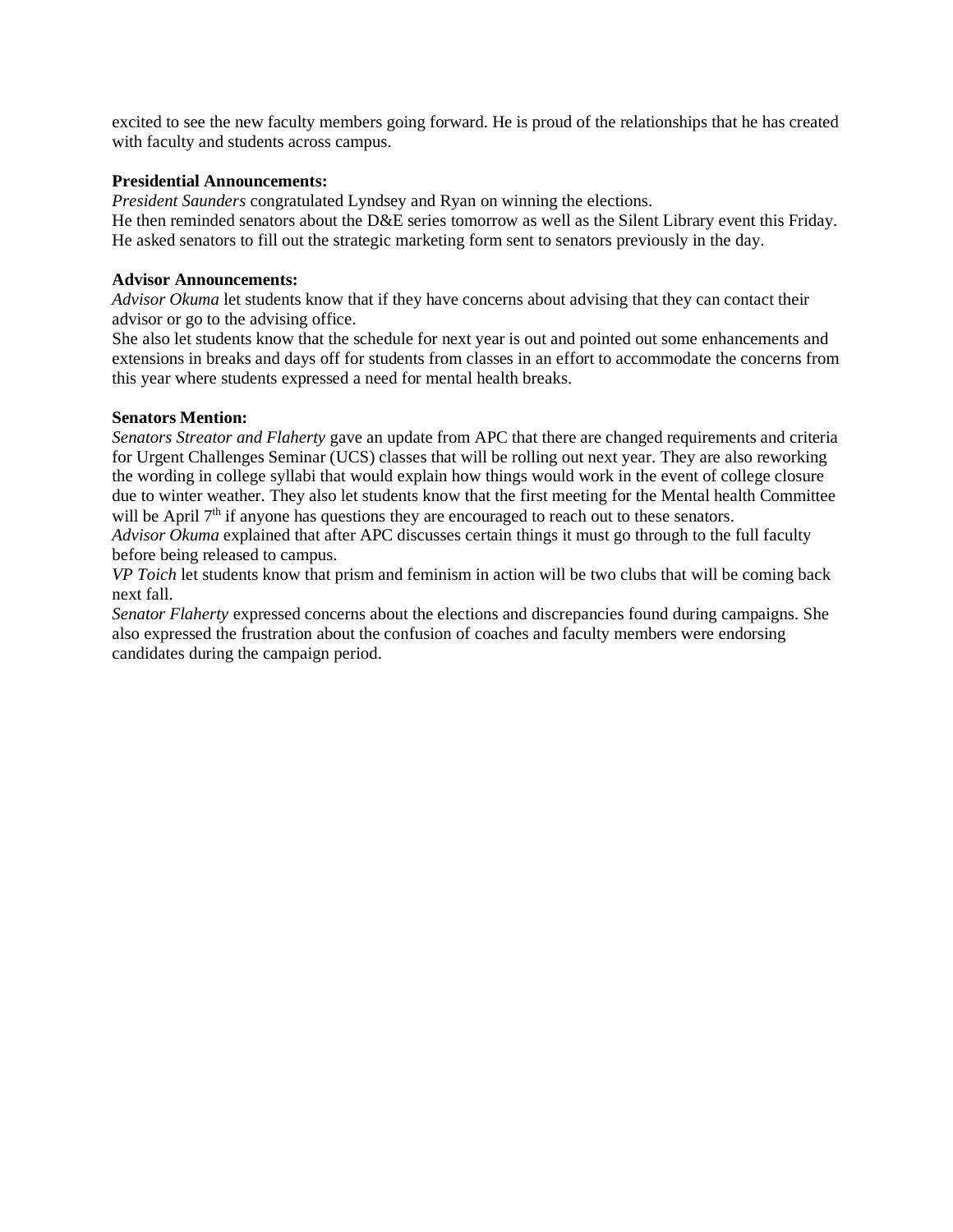excited to see the new faculty members going forward. He is proud of the relationships that he has created with faculty and students across campus.

**Presidential Announcements:**
*President Saunders* congratulated Lyndsey and Ryan on winning the elections.
He then reminded senators about the D&E series tomorrow as well as the Silent Library event this Friday. He asked senators to fill out the strategic marketing form sent to senators previously in the day.

**Advisor Announcements:**
*Advisor Okuma* let students know that if they have concerns about advising that they can contact their advisor or go to the advising office.
She also let students know that the schedule for next year is out and pointed out some enhancements and extensions in breaks and days off for students from classes in an effort to accommodate the concerns from this year where students expressed a need for mental health breaks.

**Senators Mention:**
*Senators Streator and Flaherty* gave an update from APC that there are changed requirements and criteria for Urgent Challenges Seminar (UCS) classes that will be rolling out next year. They are also reworking the wording in college syllabi that would explain how things would work in the event of college closure due to winter weather. They also let students know that the first meeting for the Mental health Committee will be April 7th if anyone has questions they are encouraged to reach out to these senators.
*Advisor Okuma* explained that after APC discusses certain things it must go through to the full faculty before being released to campus.
*VP Toich* let students know that prism and feminism in action will be two clubs that will be coming back next fall.
*Senator Flaherty* expressed concerns about the elections and discrepancies found during campaigns. She also expressed the frustration about the confusion of coaches and faculty members were endorsing candidates during the campaign period.